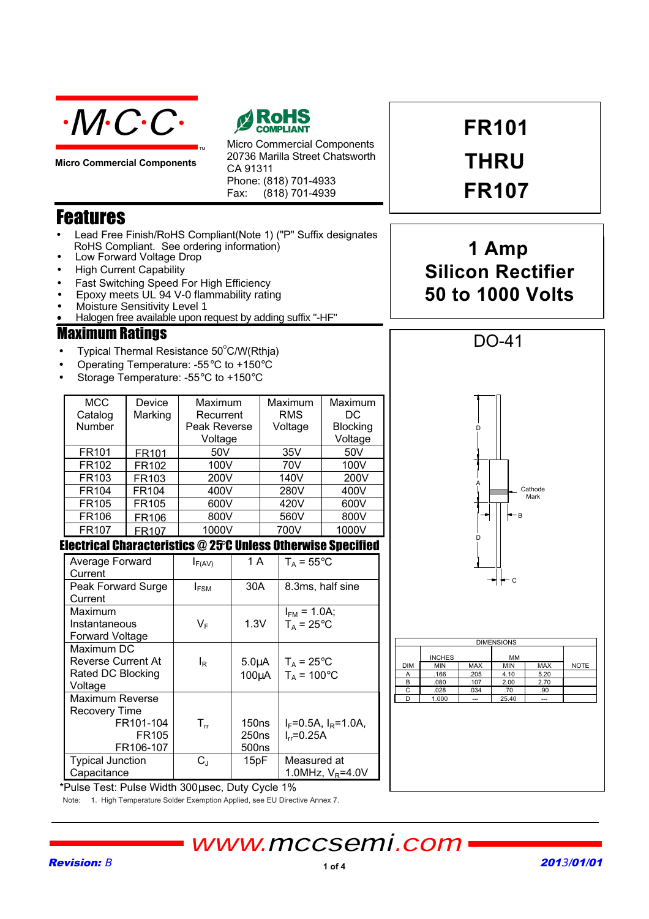·M·C·C·

Micro Commercial Components

RoHS COMPLIANT

Micro Commercial Components
20736 Marilla Street Chatsworth
CA 91311
Phone: (818) 701-4933
Fax: (818) 701-4939

# FR101 THRU FR107

## 1 Amp Silicon Rectifier 50 to 1000 Volts

## Features

- Lead Free Finish/RoHS Compliant(Note 1) ("P" Suffix designates RoHS Compliant. See ordering information)
- Low Forward Voltage Drop
- High Current Capability
- Fast Switching Speed For High Efficiency
- Epoxy meets UL 94 V-0 flammability rating
- Moisture Sensitivity Level 1
- Halogen free available upon request by adding suffix "-HF"

## Maximum Ratings

- Typical Thermal Resistance 50°C/W(Rthja)
- Operating Temperature: -55°C to +150°C
- Storage Temperature: -55°C to +150°C

| MCC Catalog Number | Device Marking | Maximum Recurrent Peak Reverse Voltage | Maximum RMS Voltage | Maximum DC Blocking Voltage |
|---|---|---|---|---|
| FR101 | FR101 | 50V | 35V | 50V |
| FR102 | FR102 | 100V | 70V | 100V |
| FR103 | FR103 | 200V | 140V | 200V |
| FR104 | FR104 | 400V | 280V | 400V |
| FR105 | FR105 | 600V | 420V | 600V |
| FR106 | FR106 | 800V | 560V | 800V |
| FR107 | FR107 | 1000V | 700V | 1000V |

## Electrical Characteristics @ 25°C Unless Otherwise Specified

| Parameter | Symbol | Value | Conditions |
|---|---|---|---|
| Average Forward Current | $I_{F(AV)}$ | 1 A | $T_A$ = 55°C |
| Peak Forward Surge Current | $I_{FSM}$ | 30A | 8.3ms, half sine |
| Maximum Instantaneous Forward Voltage | $V_F$ | 1.3V | $I_{FM}$ = 1.0A; $T_A$ = 25°C |
| Maximum DC Reverse Current At Rated DC Blocking Voltage | $I_R$ | 5.0µA<br>100µA | $T_A$ = 25°C<br>$T_A$ = 100°C |
| Maximum Reverse Recovery Time FR101-104<br>FR105<br>FR106-107 | $T_{rr}$ | 150ns<br>250ns<br>500ns | $I_F$=0.5A, $I_R$=1.0A, $I_{rr}$=0.25A |
| Typical Junction Capacitance | $C_J$ | 15pF | Measured at 1.0MHz, $V_R$=4.0V |

*Pulse Test: Pulse Width 300µsec, Duty Cycle 1%

Note: 1. High Temperature Solder Exemption Applied, see EU Directive Annex 7.

## DO-41

| DIM | INCHES MIN | INCHES MAX | MM MIN | MM MAX | NOTE |
|---|---|---|---|---|---|
| A | .166 | .205 | 4.10 | 5.20 | |
| B | .080 | .107 | 2.00 | 2.70 | |
| C | .028 | .034 | .70 | .90 | |
| D | 1.000 | --- | 25.40 | --- | |

www.mccsemi.com

Revision: B

2013/01/01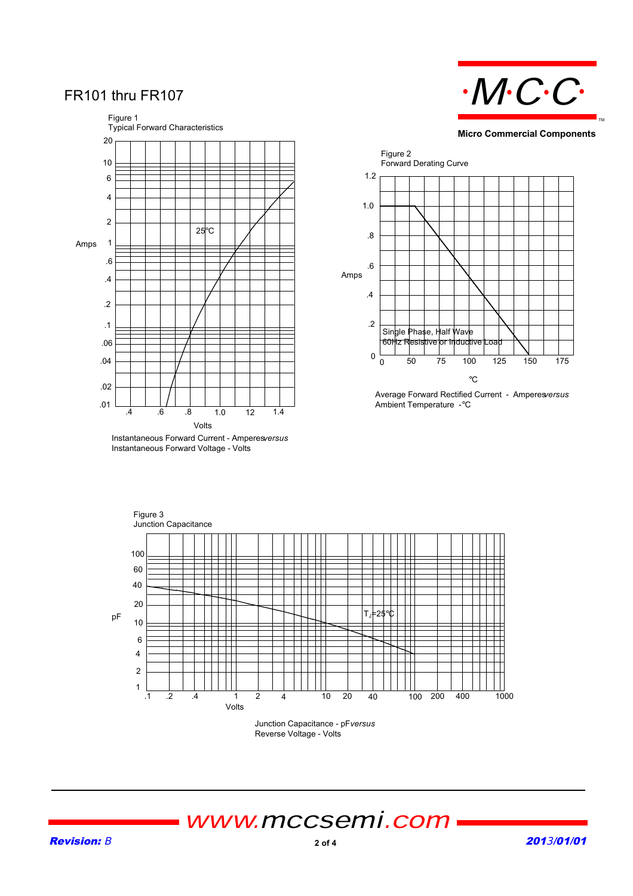# FR101 thru FR107

Figure 1
Typical Forward Characteristics

Amps

25°C

Volts

Instantaneous Forward Current - Amperes *versus* Instantaneous Forward Voltage - Volts

Figure 2
Forward Derating Curve

Amps

Single Phase, Half Wave
60Hz Resistive or Inductive Load

°C

Average Forward Rectified Current - Amperes *versus* Ambient Temperature - °C

Figure 3
Junction Capacitance

pF

$T_J$=25°C

Volts

Junction Capacitance - pF *versus* Reverse Voltage - Volts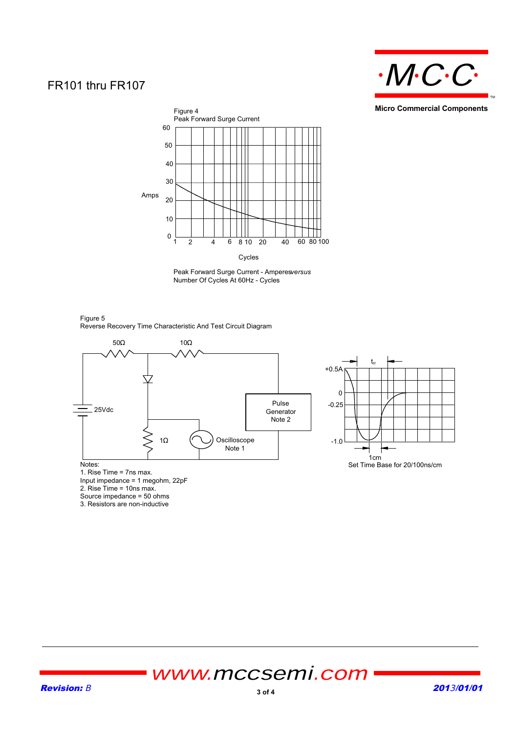# FR101 thru FR107

Figure 4
Peak Forward Surge Current

Amps

Cycles

Peak Forward Surge Current - Amperes *versus*
Number Of Cycles At 60Hz - Cycles

Figure 5
Reverse Recovery Time Characteristic And Test Circuit Diagram

50Ω 10Ω

25Vdc

1Ω

Pulse Generator Note 2

Oscilloscope Note 1

$t_{rr}$

+0.5A

0

-0.25

-1.0

1cm

Set Time Base for 20/100ns/cm

Notes:
1. Rise Time = 7ns max.
Input impedance = 1 megohm, 22pF
2. Rise Time = 10ns max.
Source impedance = 50 ohms
3. Resistors are non-inductive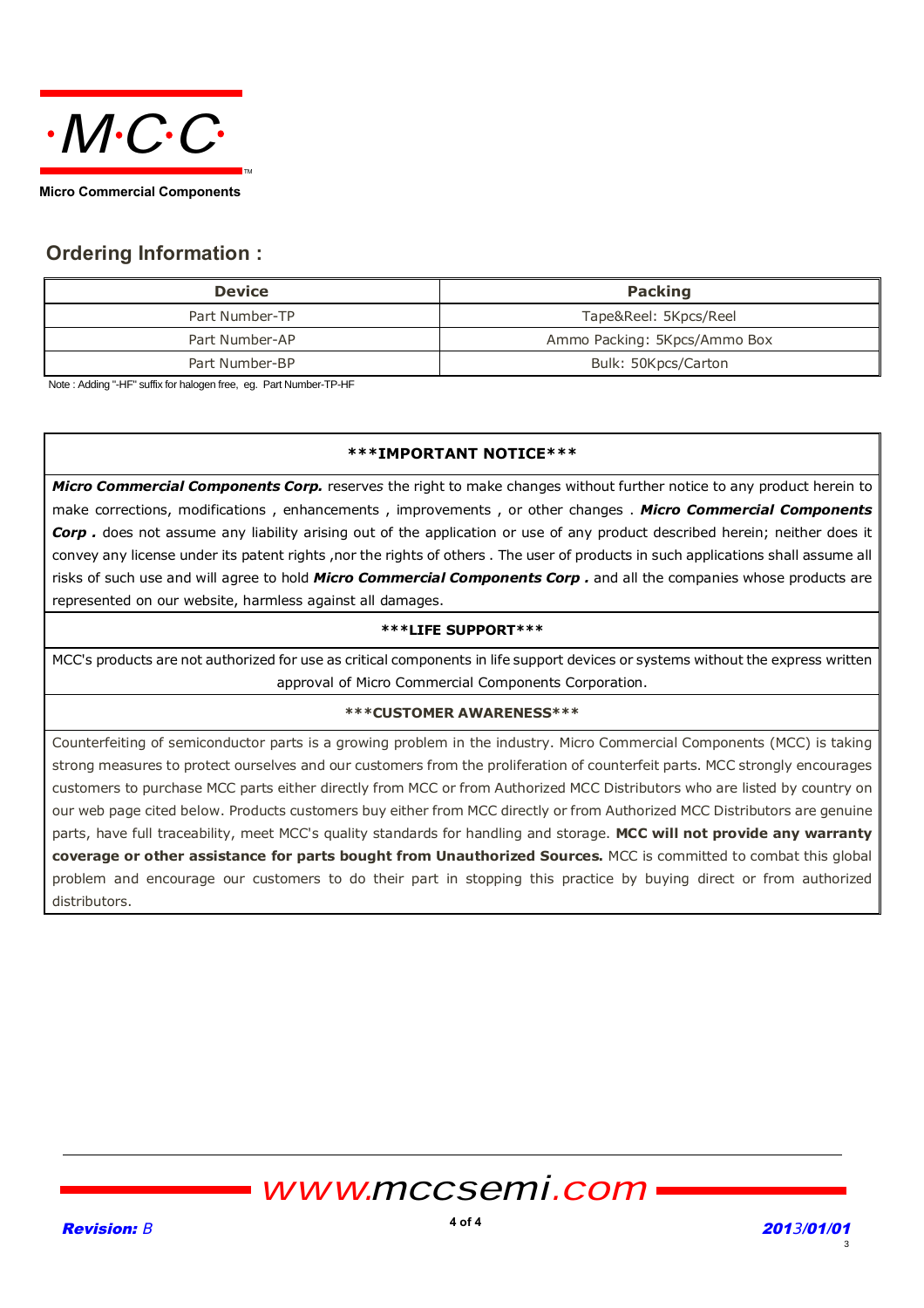**Micro Commercial Components**

## Ordering Information :

| Device | Packing |
| --- | --- |
| Part Number-TP | Tape&Reel: 5Kpcs/Reel |
| Part Number-AP | Ammo Packing: 5Kpcs/Ammo Box |
| Part Number-BP | Bulk: 50Kpcs/Carton |

Note : Adding "-HF" suffix for halogen free, eg. Part Number-TP-HF

**\*\*\*IMPORTANT NOTICE\*\*\***

***Micro Commercial Components Corp.*** reserves the right to make changes without further notice to any product herein to make corrections, modifications , enhancements , improvements , or other changes . ***Micro Commercial Components Corp .*** does not assume any liability arising out of the application or use of any product described herein; neither does it convey any license under its patent rights ,nor the rights of others . The user of products in such applications shall assume all risks of such use and will agree to hold ***Micro Commercial Components Corp .*** and all the companies whose products are represented on our website, harmless against all damages.

**\*\*\*LIFE SUPPORT\*\*\***

MCC's products are not authorized for use as critical components in life support devices or systems without the express written approval of Micro Commercial Components Corporation.

**\*\*\*CUSTOMER AWARENESS\*\*\***

Counterfeiting of semiconductor parts is a growing problem in the industry. Micro Commercial Components (MCC) is taking strong measures to protect ourselves and our customers from the proliferation of counterfeit parts. MCC strongly encourages customers to purchase MCC parts either directly from MCC or from Authorized MCC Distributors who are listed by country on our web page cited below. Products customers buy either from MCC directly or from Authorized MCC Distributors are genuine parts, have full traceability, meet MCC's quality standards for handling and storage. **MCC will not provide any warranty coverage or other assistance for parts bought from Unauthorized Sources.** MCC is committed to combat this global problem and encourage our customers to do their part in stopping this practice by buying direct or from authorized distributors.

www.mccsemi.com

***Revision:*** *B*

***2013/01/01***